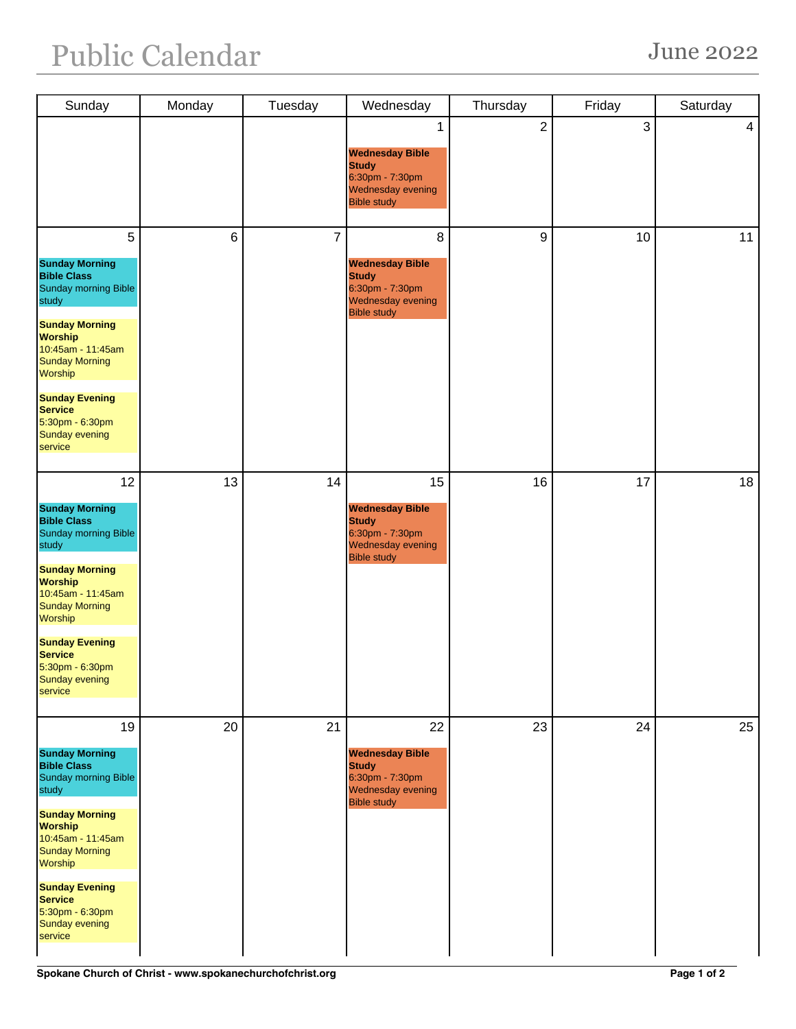# Public Calendar

June 2022

| Sunday | Monday | Tuesday | Wednesday | Thursday | Friday | Saturday |
|---|---|---|---|---|---|---|
| | | | 1<br>**Wednesday Bible Study**<br>6:30pm - 7:30pm<br>Wednesday evening Bible study | 2 | 3 | 4 |
| 5<br>**Sunday Morning Bible Class**<br>Sunday morning Bible study<br><br>**Sunday Morning Worship**<br>10:45am - 11:45am<br>Sunday Morning Worship<br><br>**Sunday Evening Service**<br>5:30pm - 6:30pm<br>Sunday evening service | 6 | 7 | 8<br>**Wednesday Bible Study**<br>6:30pm - 7:30pm<br>Wednesday evening Bible study | 9 | 10 | 11 |
| 12<br>**Sunday Morning Bible Class**<br>Sunday morning Bible study<br><br>**Sunday Morning Worship**<br>10:45am - 11:45am<br>Sunday Morning Worship<br><br>**Sunday Evening Service**<br>5:30pm - 6:30pm<br>Sunday evening service | 13 | 14 | 15<br>**Wednesday Bible Study**<br>6:30pm - 7:30pm<br>Wednesday evening Bible study | 16 | 17 | 18 |
| 19<br>**Sunday Morning Bible Class**<br>Sunday morning Bible study<br><br>**Sunday Morning Worship**<br>10:45am - 11:45am<br>Sunday Morning Worship<br><br>**Sunday Evening Service**<br>5:30pm - 6:30pm<br>Sunday evening service | 20 | 21 | 22<br>**Wednesday Bible Study**<br>6:30pm - 7:30pm<br>Wednesday evening Bible study | 23 | 24 | 25 |

**Spokane Church of Christ - www.spokanechurchofchrist.org**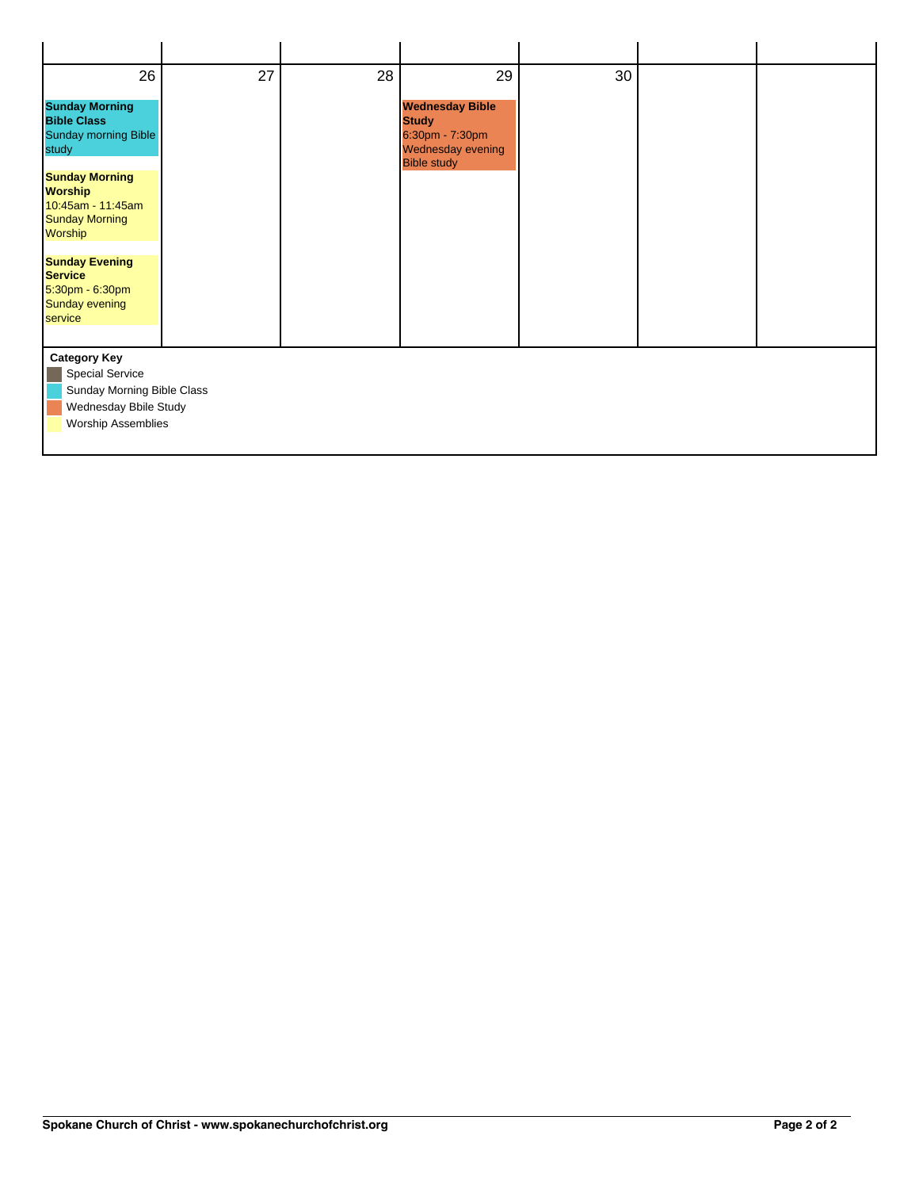| | | | | | | |
|---|---|---|---|---|---|---|
| 26<br><br>**Sunday Morning Bible Class**<br>Sunday morning Bible study<br><br>**Sunday Morning Worship**<br>10:45am - 11:45am<br>Sunday Morning Worship<br><br>**Sunday Evening Service**<br>5:30pm - 6:30pm<br>Sunday evening service | 27 | 28 | 29<br><br>**Wednesday Bible Study**<br>6:30pm - 7:30pm<br>Wednesday evening Bible study | 30 | | |

**Category Key**

- Special Service
- Sunday Morning Bible Class
- Wednesday Bbile Study
- Worship Assemblies